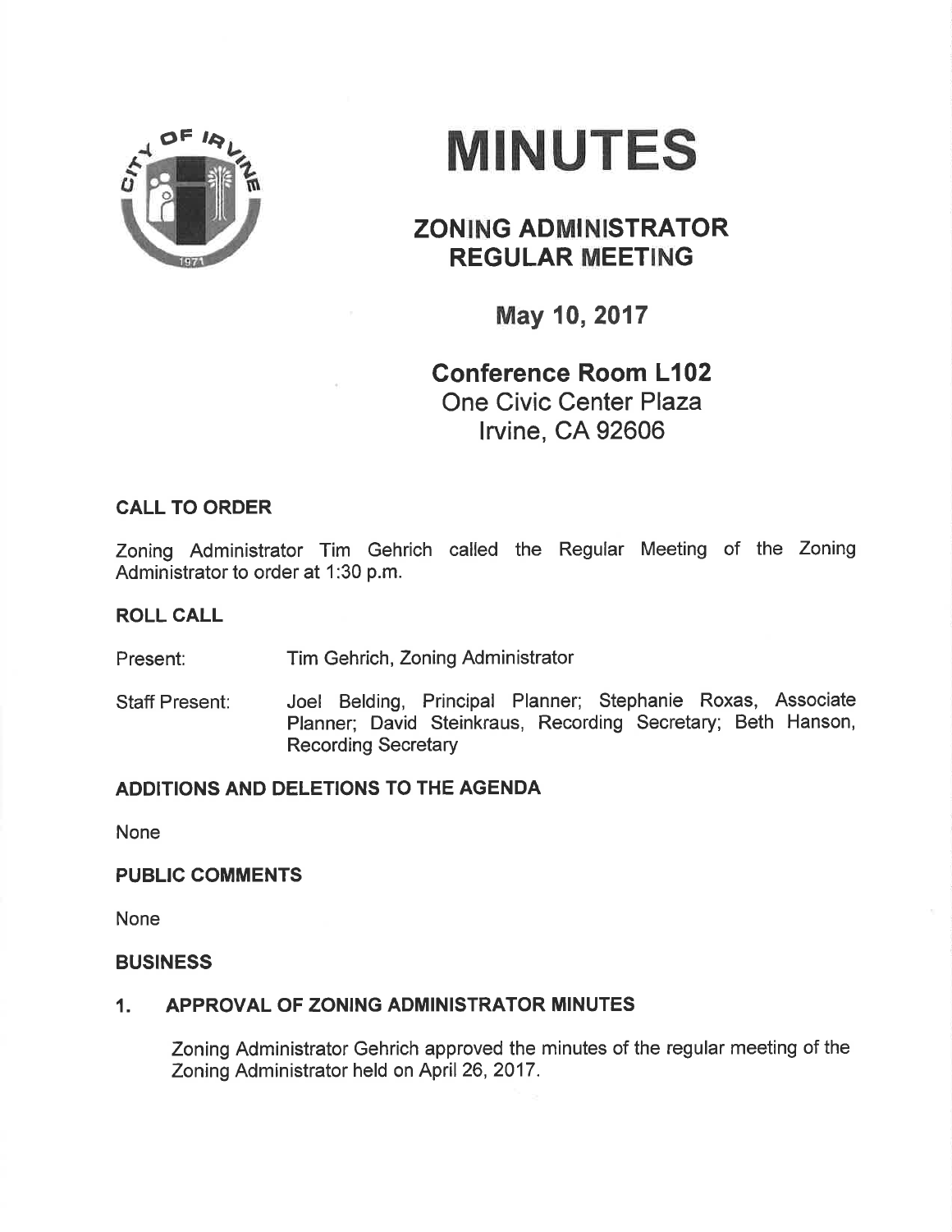# MINUTES

## ZONING ADMINISTRATOR REGULAR MEETING

### May 10, 2017

### Conference Room L102

One Civic Center Plaza
Irvine, CA 92606

**CALL TO ORDER**

Zoning Administrator Tim Gehrich called the Regular Meeting of the Zoning Administrator to order at 1:30 p.m.

**ROLL CALL**

Present: Tim Gehrich, Zoning Administrator

Staff Present: Joel Belding, Principal Planner; Stephanie Roxas, Associate Planner; David Steinkraus, Recording Secretary; Beth Hanson, Recording Secretary

**ADDITIONS AND DELETIONS TO THE AGENDA**

None

**PUBLIC COMMENTS**

None

**BUSINESS**

**1. APPROVAL OF ZONING ADMINISTRATOR MINUTES**

Zoning Administrator Gehrich approved the minutes of the regular meeting of the Zoning Administrator held on April 26, 2017.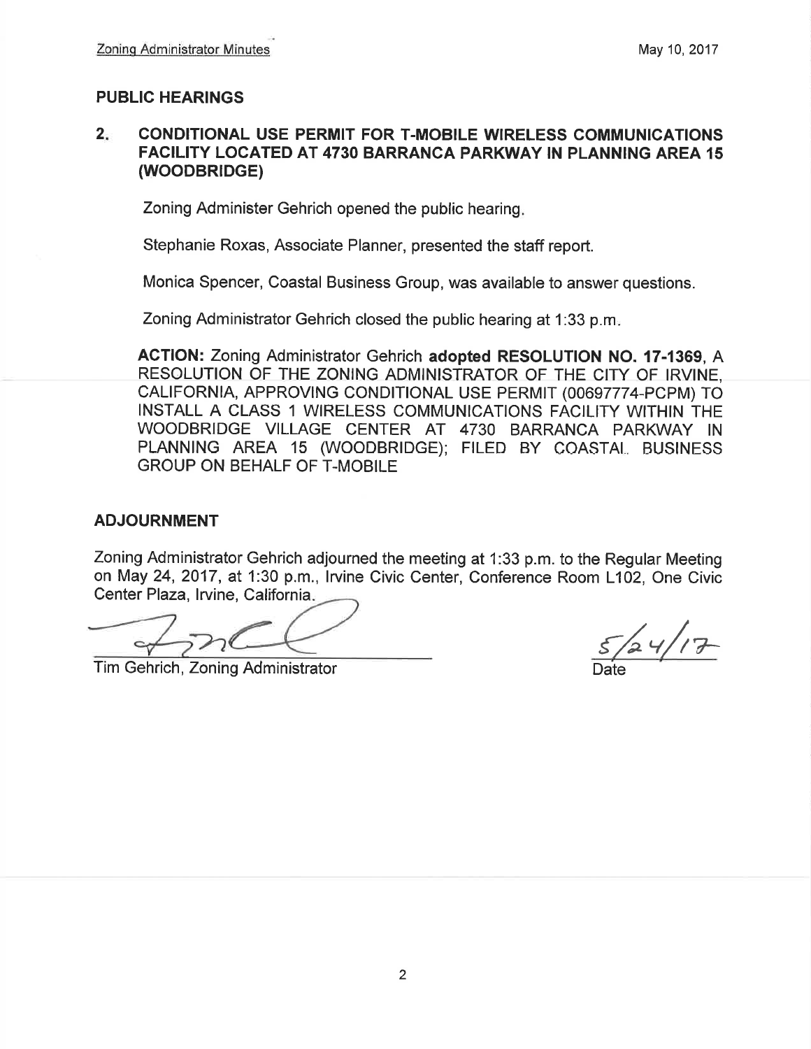## PUBLIC HEARINGS

### 2. CONDITIONAL USE PERMIT FOR T-MOBILE WIRELESS COMMUNICATIONS FACILITY LOCATED AT 4730 BARRANCA PARKWAY IN PLANNING AREA 15 (WOODBRIDGE)

Zoning Administer Gehrich opened the public hearing.

Stephanie Roxas, Associate Planner, presented the staff report.

Monica Spencer, Coastal Business Group, was available to answer questions.

Zoning Administrator Gehrich closed the public hearing at 1:33 p.m.

**ACTION:** Zoning Administrator Gehrich **adopted RESOLUTION NO. 17-1369**, A RESOLUTION OF THE ZONING ADMINISTRATOR OF THE CITY OF IRVINE, CALIFORNIA, APPROVING CONDITIONAL USE PERMIT (00697774-PCPM) TO INSTALL A CLASS 1 WIRELESS COMMUNICATIONS FACILITY WITHIN THE WOODBRIDGE VILLAGE CENTER AT 4730 BARRANCA PARKWAY IN PLANNING AREA 15 (WOODBRIDGE); FILED BY COASTAL BUSINESS GROUP ON BEHALF OF T-MOBILE

## ADJOURNMENT

Zoning Administrator Gehrich adjourned the meeting at 1:33 p.m. to the Regular Meeting on May 24, 2017, at 1:30 p.m., Irvine Civic Center, Conference Room L102, One Civic Center Plaza, Irvine, California.

Tim Gehrich, Zoning Administrator

5/24/17
Date